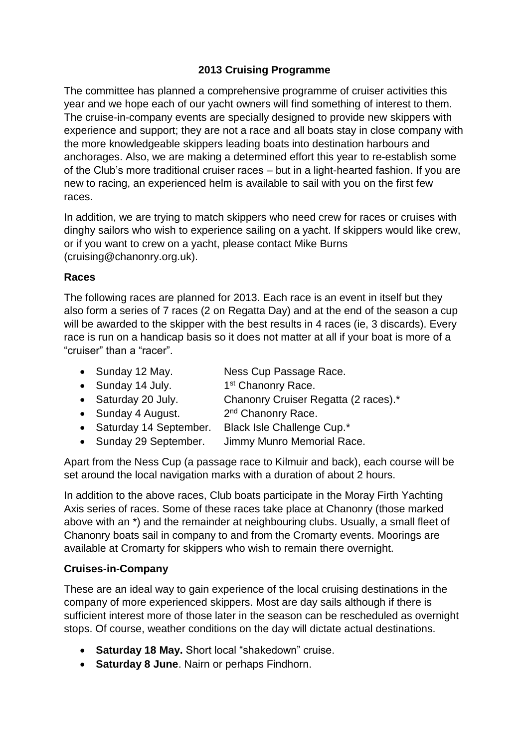# 2013 Cruising Programme

The committee has planned a comprehensive programme of cruiser activities this year and we hope each of our yacht owners will find something of interest to them. The cruise-in-company events are specially designed to provide new skippers with experience and support; they are not a race and all boats stay in close company with the more knowledgeable skippers leading boats into destination harbours and anchorages. Also, we are making a determined effort this year to re-establish some of the Club's more traditional cruiser races – but in a light-hearted fashion. If you are new to racing, an experienced helm is available to sail with you on the first few races.

In addition, we are trying to match skippers who need crew for races or cruises with dinghy sailors who wish to experience sailing on a yacht. If skippers would like crew, or if you want to crew on a yacht, please contact Mike Burns (cruising@chanonry.org.uk).

## Races

The following races are planned for 2013. Each race is an event in itself but they also form a series of 7 races (2 on Regatta Day) and at the end of the season a cup will be awarded to the skipper with the best results in 4 races (ie, 3 discards). Every race is run on a handicap basis so it does not matter at all if your boat is more of a "cruiser" than a "racer".

- Sunday 12 May. Ness Cup Passage Race.
- Sunday 14 July. 1st Chanonry Race.
- Saturday 20 July. Chanonry Cruiser Regatta (2 races).*
- Sunday 4 August. 2nd Chanonry Race.
- Saturday 14 September. Black Isle Challenge Cup.*
- Sunday 29 September. Jimmy Munro Memorial Race.

Apart from the Ness Cup (a passage race to Kilmuir and back), each course will be set around the local navigation marks with a duration of about 2 hours.

In addition to the above races, Club boats participate in the Moray Firth Yachting Axis series of races. Some of these races take place at Chanonry (those marked above with an *) and the remainder at neighbouring clubs. Usually, a small fleet of Chanonry boats sail in company to and from the Cromarty events. Moorings are available at Cromarty for skippers who wish to remain there overnight.

## Cruises-in-Company

These are an ideal way to gain experience of the local cruising destinations in the company of more experienced skippers. Most are day sails although if there is sufficient interest more of those later in the season can be rescheduled as overnight stops. Of course, weather conditions on the day will dictate actual destinations.

- **Saturday 18 May.** Short local "shakedown" cruise.
- **Saturday 8 June**. Nairn or perhaps Findhorn.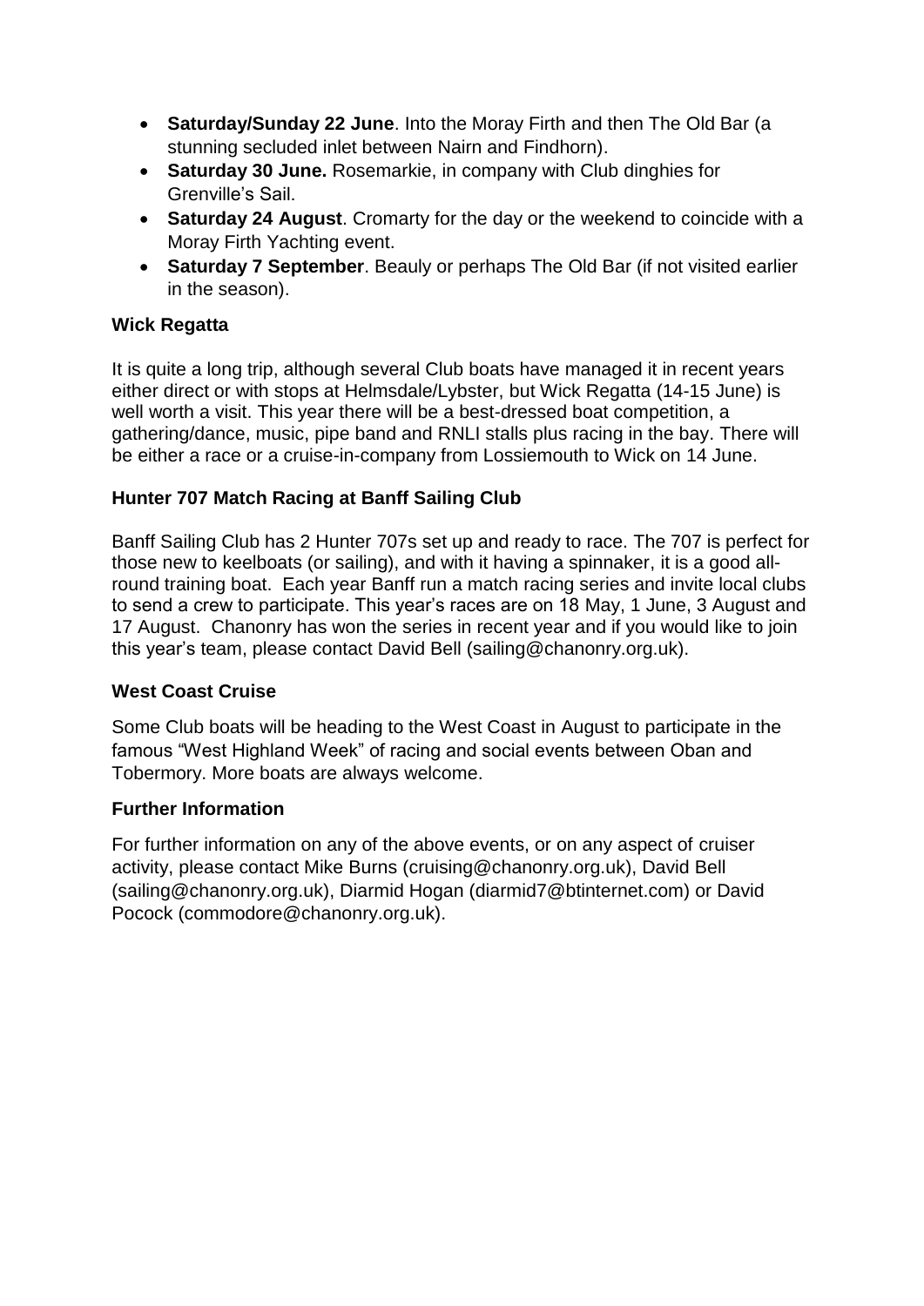- **Saturday/Sunday 22 June**. Into the Moray Firth and then The Old Bar (a stunning secluded inlet between Nairn and Findhorn).
- **Saturday 30 June.** Rosemarkie, in company with Club dinghies for Grenville's Sail.
- **Saturday 24 August**. Cromarty for the day or the weekend to coincide with a Moray Firth Yachting event.
- **Saturday 7 September**. Beauly or perhaps The Old Bar (if not visited earlier in the season).

### Wick Regatta

It is quite a long trip, although several Club boats have managed it in recent years either direct or with stops at Helmsdale/Lybster, but Wick Regatta (14-15 June) is well worth a visit. This year there will be a best-dressed boat competition, a gathering/dance, music, pipe band and RNLI stalls plus racing in the bay. There will be either a race or a cruise-in-company from Lossiemouth to Wick on 14 June.

### Hunter 707 Match Racing at Banff Sailing Club

Banff Sailing Club has 2 Hunter 707s set up and ready to race. The 707 is perfect for those new to keelboats (or sailing), and with it having a spinnaker, it is a good all-round training boat. Each year Banff run a match racing series and invite local clubs to send a crew to participate. This year's races are on 18 May, 1 June, 3 August and 17 August. Chanonry has won the series in recent year and if you would like to join this year's team, please contact David Bell (sailing@chanonry.org.uk).

### West Coast Cruise

Some Club boats will be heading to the West Coast in August to participate in the famous "West Highland Week" of racing and social events between Oban and Tobermory. More boats are always welcome.

### Further Information

For further information on any of the above events, or on any aspect of cruiser activity, please contact Mike Burns (cruising@chanonry.org.uk), David Bell (sailing@chanonry.org.uk), Diarmid Hogan (diarmid7@btinternet.com) or David Pocock (commodore@chanonry.org.uk).